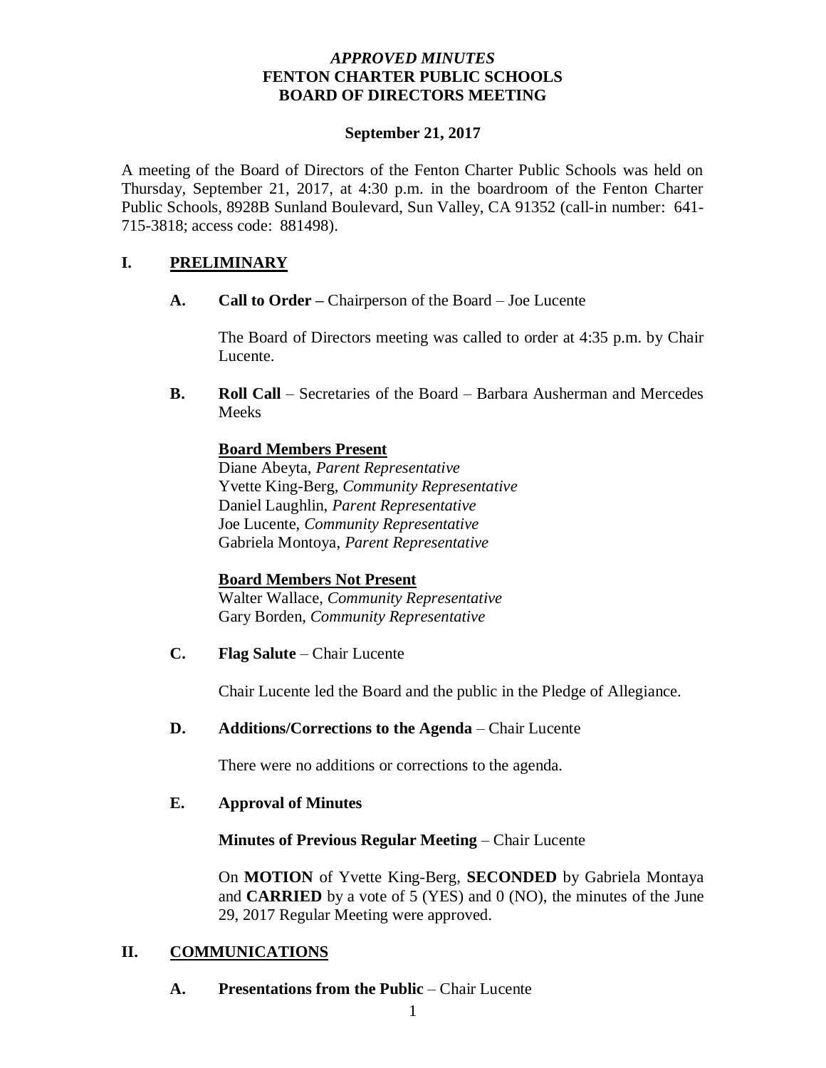***APPROVED MINUTES***
**FENTON CHARTER PUBLIC SCHOOLS**
**BOARD OF DIRECTORS MEETING**

**September 21, 2017**

A meeting of the Board of Directors of the Fenton Charter Public Schools was held on Thursday, September 21, 2017, at 4:30 p.m. in the boardroom of the Fenton Charter Public Schools, 8928B Sunland Boulevard, Sun Valley, CA 91352 (call-in number: 641-715-3818; access code: 881498).

## I. PRELIMINARY

**A. Call to Order –** Chairperson of the Board – Joe Lucente

The Board of Directors meeting was called to order at 4:35 p.m. by Chair Lucente.

**B. Roll Call** – Secretaries of the Board – Barbara Ausherman and Mercedes Meeks

**Board Members Present**
Diane Abeyta, *Parent Representative*
Yvette King-Berg, *Community Representative*
Daniel Laughlin, *Parent Representative*
Joe Lucente, *Community Representative*
Gabriela Montoya, *Parent Representative*

**Board Members Not Present**
Walter Wallace, *Community Representative*
Gary Borden, *Community Representative*

**C. Flag Salute** – Chair Lucente

Chair Lucente led the Board and the public in the Pledge of Allegiance.

**D. Additions/Corrections to the Agenda** – Chair Lucente

There were no additions or corrections to the agenda.

**E. Approval of Minutes**

**Minutes of Previous Regular Meeting** – Chair Lucente

On **MOTION** of Yvette King-Berg, **SECONDED** by Gabriela Montaya and **CARRIED** by a vote of 5 (YES) and 0 (NO), the minutes of the June 29, 2017 Regular Meeting were approved.

## II. COMMUNICATIONS

**A. Presentations from the Public** – Chair Lucente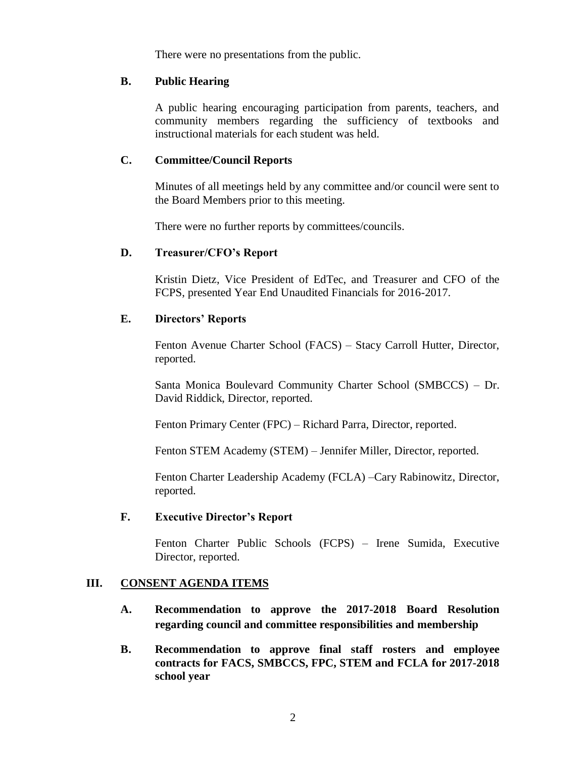There were no presentations from the public.

### B. Public Hearing

A public hearing encouraging participation from parents, teachers, and community members regarding the sufficiency of textbooks and instructional materials for each student was held.

### C. Committee/Council Reports

Minutes of all meetings held by any committee and/or council were sent to the Board Members prior to this meeting.

There were no further reports by committees/councils.

### D. Treasurer/CFO's Report

Kristin Dietz, Vice President of EdTec, and Treasurer and CFO of the FCPS, presented Year End Unaudited Financials for 2016-2017.

### E. Directors' Reports

Fenton Avenue Charter School (FACS) – Stacy Carroll Hutter, Director, reported.

Santa Monica Boulevard Community Charter School (SMBCCS) – Dr. David Riddick, Director, reported.

Fenton Primary Center (FPC) – Richard Parra, Director, reported.

Fenton STEM Academy (STEM) – Jennifer Miller, Director, reported.

Fenton Charter Leadership Academy (FCLA) –Cary Rabinowitz, Director, reported.

### F. Executive Director's Report

Fenton Charter Public Schools (FCPS) – Irene Sumida, Executive Director, reported.

## III. CONSENT AGENDA ITEMS

**A. Recommendation to approve the 2017-2018 Board Resolution regarding council and committee responsibilities and membership**

**B. Recommendation to approve final staff rosters and employee contracts for FACS, SMBCCS, FPC, STEM and FCLA for 2017-2018 school year**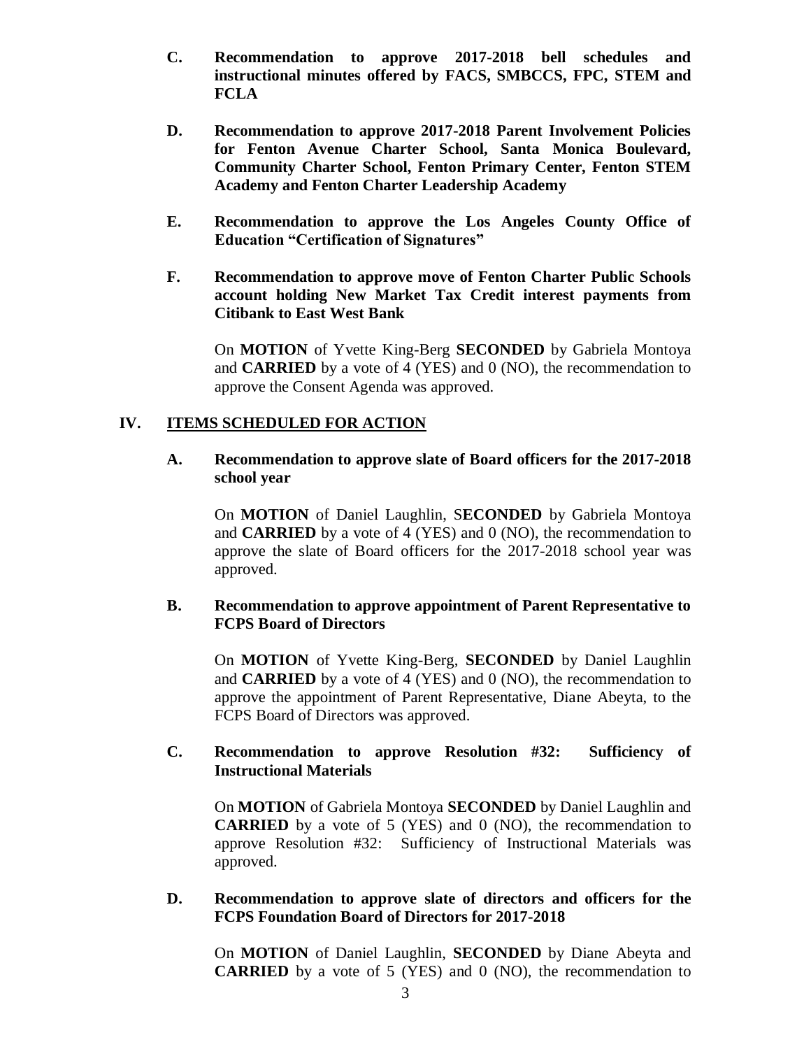**C. Recommendation to approve 2017-2018 bell schedules and instructional minutes offered by FACS, SMBCCS, FPC, STEM and FCLA**

**D. Recommendation to approve 2017-2018 Parent Involvement Policies for Fenton Avenue Charter School, Santa Monica Boulevard, Community Charter School, Fenton Primary Center, Fenton STEM Academy and Fenton Charter Leadership Academy**

**E. Recommendation to approve the Los Angeles County Office of Education "Certification of Signatures"**

**F. Recommendation to approve move of Fenton Charter Public Schools account holding New Market Tax Credit interest payments from Citibank to East West Bank**

On **MOTION** of Yvette King-Berg **SECONDED** by Gabriela Montoya and **CARRIED** by a vote of 4 (YES) and 0 (NO), the recommendation to approve the Consent Agenda was approved.

## IV. ITEMS SCHEDULED FOR ACTION

**A. Recommendation to approve slate of Board officers for the 2017-2018 school year**

On **MOTION** of Daniel Laughlin, S**ECONDED** by Gabriela Montoya and **CARRIED** by a vote of 4 (YES) and 0 (NO), the recommendation to approve the slate of Board officers for the 2017-2018 school year was approved.

**B. Recommendation to approve appointment of Parent Representative to FCPS Board of Directors**

On **MOTION** of Yvette King-Berg, **SECONDED** by Daniel Laughlin and **CARRIED** by a vote of 4 (YES) and 0 (NO), the recommendation to approve the appointment of Parent Representative, Diane Abeyta, to the FCPS Board of Directors was approved.

**C. Recommendation to approve Resolution #32: Sufficiency of Instructional Materials**

On **MOTION** of Gabriela Montoya **SECONDED** by Daniel Laughlin and **CARRIED** by a vote of 5 (YES) and 0 (NO), the recommendation to approve Resolution #32: Sufficiency of Instructional Materials was approved.

**D. Recommendation to approve slate of directors and officers for the FCPS Foundation Board of Directors for 2017-2018**

On **MOTION** of Daniel Laughlin, **SECONDED** by Diane Abeyta and **CARRIED** by a vote of 5 (YES) and 0 (NO), the recommendation to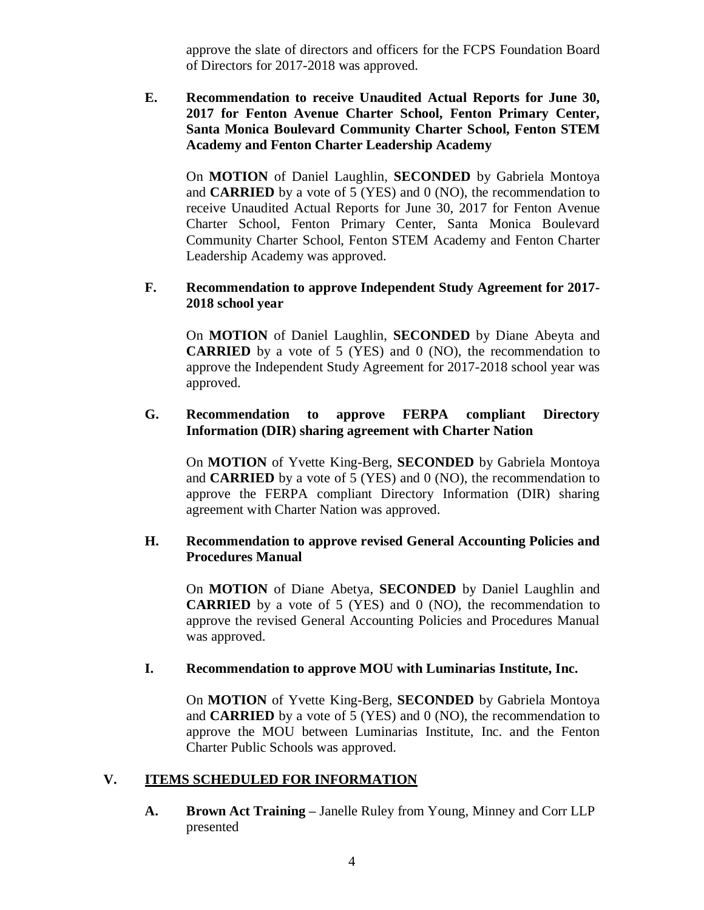approve the slate of directors and officers for the FCPS Foundation Board of Directors for 2017-2018 was approved.

**E. Recommendation to receive Unaudited Actual Reports for June 30, 2017 for Fenton Avenue Charter School, Fenton Primary Center, Santa Monica Boulevard Community Charter School, Fenton STEM Academy and Fenton Charter Leadership Academy**

On **MOTION** of Daniel Laughlin, **SECONDED** by Gabriela Montoya and **CARRIED** by a vote of 5 (YES) and 0 (NO), the recommendation to receive Unaudited Actual Reports for June 30, 2017 for Fenton Avenue Charter School, Fenton Primary Center, Santa Monica Boulevard Community Charter School, Fenton STEM Academy and Fenton Charter Leadership Academy was approved.

**F. Recommendation to approve Independent Study Agreement for 2017-2018 school year**

On **MOTION** of Daniel Laughlin, **SECONDED** by Diane Abeyta and **CARRIED** by a vote of 5 (YES) and 0 (NO), the recommendation to approve the Independent Study Agreement for 2017-2018 school year was approved.

**G. Recommendation to approve FERPA compliant Directory Information (DIR) sharing agreement with Charter Nation**

On **MOTION** of Yvette King-Berg, **SECONDED** by Gabriela Montoya and **CARRIED** by a vote of 5 (YES) and 0 (NO), the recommendation to approve the FERPA compliant Directory Information (DIR) sharing agreement with Charter Nation was approved.

**H. Recommendation to approve revised General Accounting Policies and Procedures Manual**

On **MOTION** of Diane Abetya, **SECONDED** by Daniel Laughlin and **CARRIED** by a vote of 5 (YES) and 0 (NO), the recommendation to approve the revised General Accounting Policies and Procedures Manual was approved.

**I. Recommendation to approve MOU with Luminarias Institute, Inc.**

On **MOTION** of Yvette King-Berg, **SECONDED** by Gabriela Montoya and **CARRIED** by a vote of 5 (YES) and 0 (NO), the recommendation to approve the MOU between Luminarias Institute, Inc. and the Fenton Charter Public Schools was approved.

## V. ITEMS SCHEDULED FOR INFORMATION

**A. Brown Act Training –** Janelle Ruley from Young, Minney and Corr LLP presented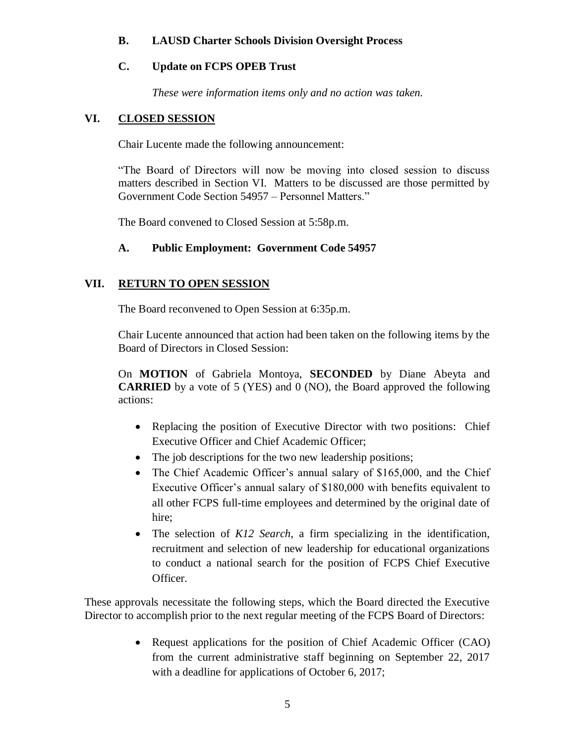### B. LAUSD Charter Schools Division Oversight Process

### C. Update on FCPS OPEB Trust

*These were information items only and no action was taken.*

## VI. CLOSED SESSION

Chair Lucente made the following announcement:

"The Board of Directors will now be moving into closed session to discuss matters described in Section VI. Matters to be discussed are those permitted by Government Code Section 54957 – Personnel Matters."

The Board convened to Closed Session at 5:58p.m.

### A. Public Employment: Government Code 54957

## VII. RETURN TO OPEN SESSION

The Board reconvened to Open Session at 6:35p.m.

Chair Lucente announced that action had been taken on the following items by the Board of Directors in Closed Session:

On **MOTION** of Gabriela Montoya, **SECONDED** by Diane Abeyta and **CARRIED** by a vote of 5 (YES) and 0 (NO), the Board approved the following actions:

- Replacing the position of Executive Director with two positions: Chief Executive Officer and Chief Academic Officer;
- The job descriptions for the two new leadership positions;
- The Chief Academic Officer's annual salary of $165,000, and the Chief Executive Officer's annual salary of $180,000 with benefits equivalent to all other FCPS full-time employees and determined by the original date of hire;
- The selection of *K12 Search*, a firm specializing in the identification, recruitment and selection of new leadership for educational organizations to conduct a national search for the position of FCPS Chief Executive Officer.

These approvals necessitate the following steps, which the Board directed the Executive Director to accomplish prior to the next regular meeting of the FCPS Board of Directors:

- Request applications for the position of Chief Academic Officer (CAO) from the current administrative staff beginning on September 22, 2017 with a deadline for applications of October 6, 2017;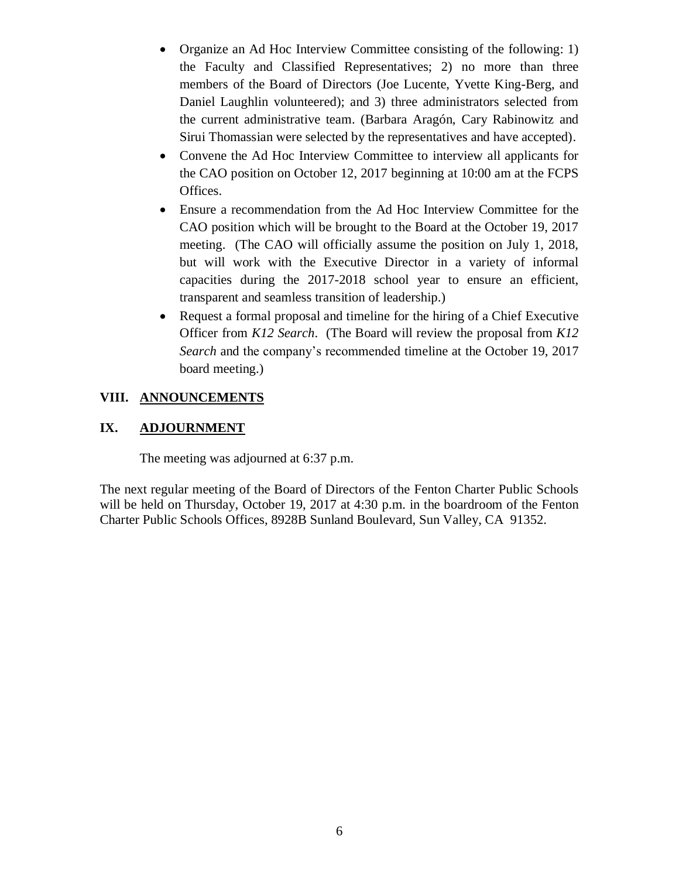- Organize an Ad Hoc Interview Committee consisting of the following: 1) the Faculty and Classified Representatives; 2) no more than three members of the Board of Directors (Joe Lucente, Yvette King-Berg, and Daniel Laughlin volunteered); and 3) three administrators selected from the current administrative team. (Barbara Aragón, Cary Rabinowitz and Sirui Thomassian were selected by the representatives and have accepted).
- Convene the Ad Hoc Interview Committee to interview all applicants for the CAO position on October 12, 2017 beginning at 10:00 am at the FCPS Offices.
- Ensure a recommendation from the Ad Hoc Interview Committee for the CAO position which will be brought to the Board at the October 19, 2017 meeting. (The CAO will officially assume the position on July 1, 2018, but will work with the Executive Director in a variety of informal capacities during the 2017-2018 school year to ensure an efficient, transparent and seamless transition of leadership.)
- Request a formal proposal and timeline for the hiring of a Chief Executive Officer from *K12 Search*. (The Board will review the proposal from *K12 Search* and the company's recommended timeline at the October 19, 2017 board meeting.)

## VIII. ANNOUNCEMENTS

## IX. ADJOURNMENT

The meeting was adjourned at 6:37 p.m.

The next regular meeting of the Board of Directors of the Fenton Charter Public Schools will be held on Thursday, October 19, 2017 at 4:30 p.m. in the boardroom of the Fenton Charter Public Schools Offices, 8928B Sunland Boulevard, Sun Valley, CA 91352.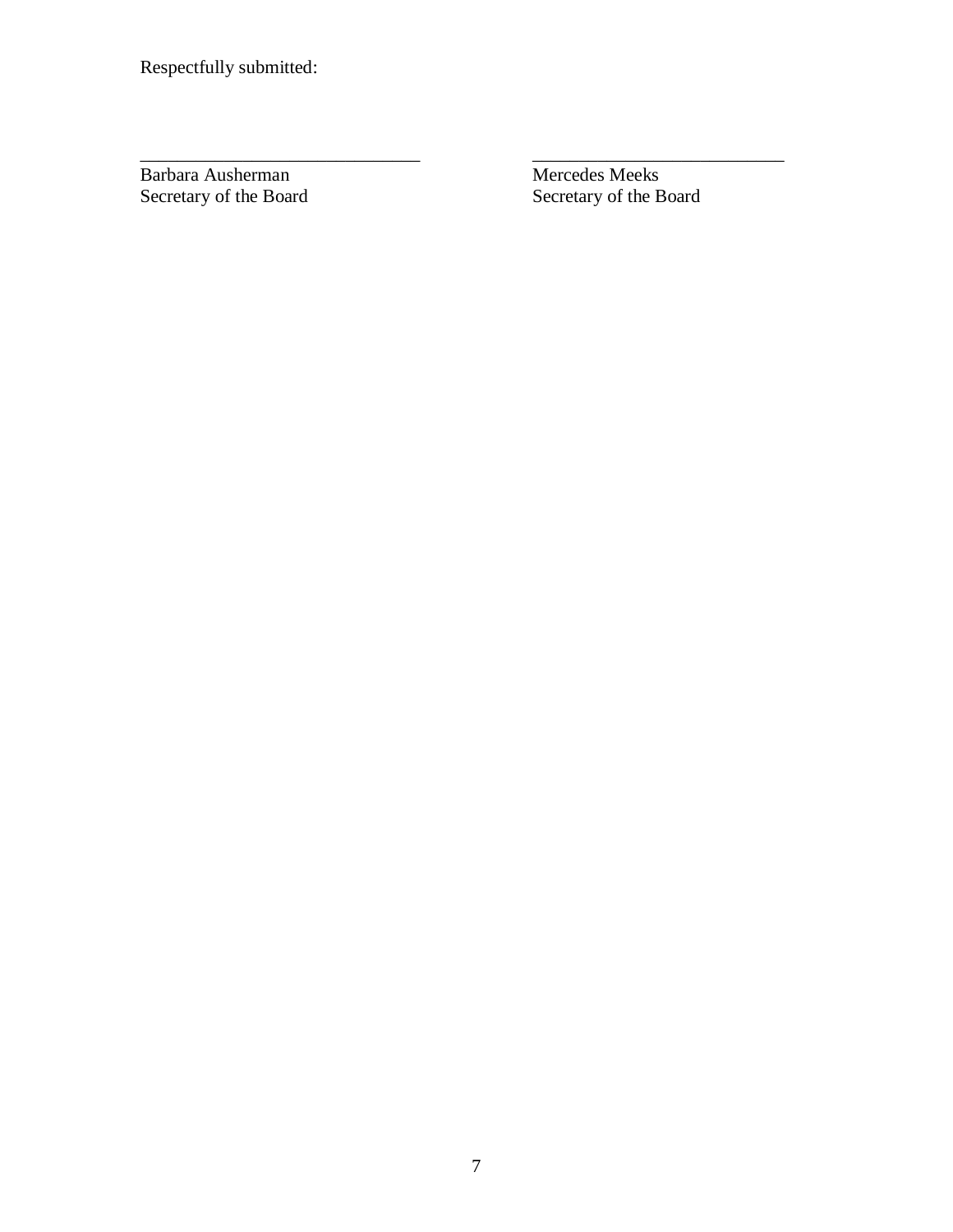Respectfully submitted:

| | |
|---|---|
| _____________________________ | ___________________________ |
| Barbara Ausherman | Mercedes Meeks |
| Secretary of the Board | Secretary of the Board |